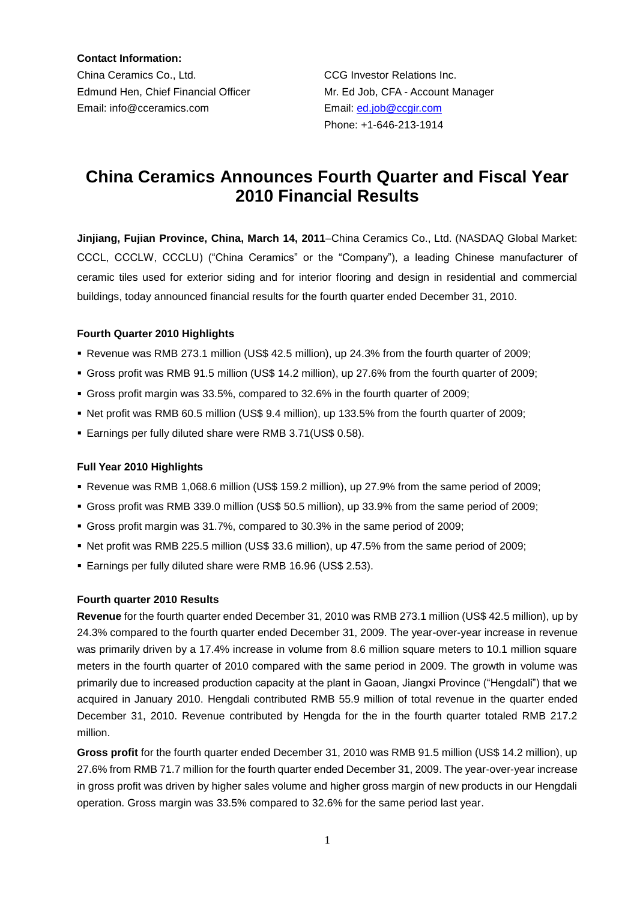**Contact Information:**

China Ceramics Co., Ltd.
Edmund Hen, Chief Financial Officer
Email: info@cceramics.com

CCG Investor Relations Inc.
Mr. Ed Job, CFA - Account Manager
Email: ed.job@ccgir.com
Phone: +1-646-213-1914

# China Ceramics Announces Fourth Quarter and Fiscal Year 2010 Financial Results

**Jinjiang, Fujian Province, China, March 14, 2011**–China Ceramics Co., Ltd. (NASDAQ Global Market: CCCL, CCCLW, CCCLU) ("China Ceramics" or the "Company"), a leading Chinese manufacturer of ceramic tiles used for exterior siding and for interior flooring and design in residential and commercial buildings, today announced financial results for the fourth quarter ended December 31, 2010.

### Fourth Quarter 2010 Highlights

- Revenue was RMB 273.1 million (US$ 42.5 million), up 24.3% from the fourth quarter of 2009;
- Gross profit was RMB 91.5 million (US$ 14.2 million), up 27.6% from the fourth quarter of 2009;
- Gross profit margin was 33.5%, compared to 32.6% in the fourth quarter of 2009;
- Net profit was RMB 60.5 million (US$ 9.4 million), up 133.5% from the fourth quarter of 2009;
- Earnings per fully diluted share were RMB 3.71(US$ 0.58).

### Full Year 2010 Highlights

- Revenue was RMB 1,068.6 million (US$ 159.2 million), up 27.9% from the same period of 2009;
- Gross profit was RMB 339.0 million (US$ 50.5 million), up 33.9% from the same period of 2009;
- Gross profit margin was 31.7%, compared to 30.3% in the same period of 2009;
- Net profit was RMB 225.5 million (US$ 33.6 million), up 47.5% from the same period of 2009;
- Earnings per fully diluted share were RMB 16.96 (US$ 2.53).

### Fourth quarter 2010 Results

**Revenue** for the fourth quarter ended December 31, 2010 was RMB 273.1 million (US$ 42.5 million), up by 24.3% compared to the fourth quarter ended December 31, 2009. The year-over-year increase in revenue was primarily driven by a 17.4% increase in volume from 8.6 million square meters to 10.1 million square meters in the fourth quarter of 2010 compared with the same period in 2009. The growth in volume was primarily due to increased production capacity at the plant in Gaoan, Jiangxi Province ("Hengdali") that we acquired in January 2010. Hengdali contributed RMB 55.9 million of total revenue in the quarter ended December 31, 2010. Revenue contributed by Hengda for the in the fourth quarter totaled RMB 217.2 million.

**Gross profit** for the fourth quarter ended December 31, 2010 was RMB 91.5 million (US$ 14.2 million), up 27.6% from RMB 71.7 million for the fourth quarter ended December 31, 2009. The year-over-year increase in gross profit was driven by higher sales volume and higher gross margin of new products in our Hengdali operation. Gross margin was 33.5% compared to 32.6% for the same period last year.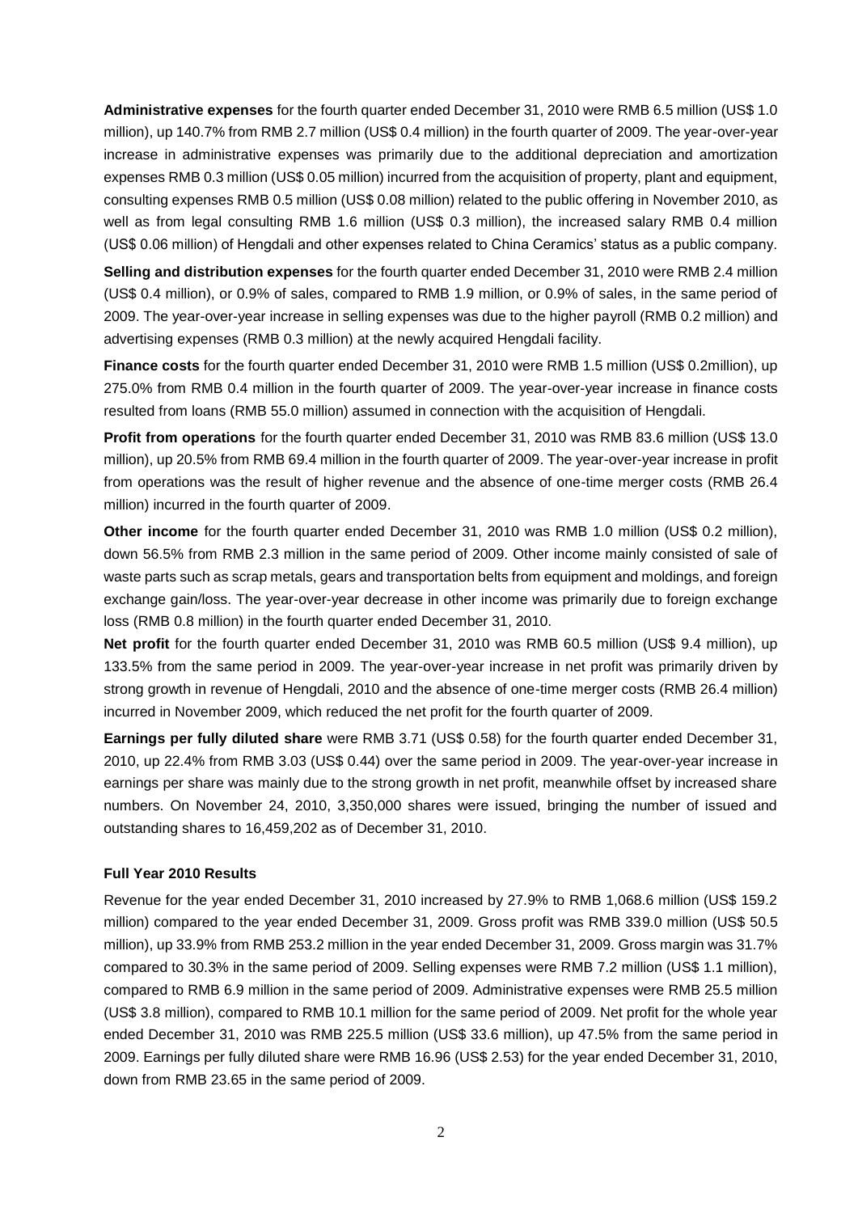**Administrative expenses** for the fourth quarter ended December 31, 2010 were RMB 6.5 million (US$ 1.0 million), up 140.7% from RMB 2.7 million (US$ 0.4 million) in the fourth quarter of 2009. The year-over-year increase in administrative expenses was primarily due to the additional depreciation and amortization expenses RMB 0.3 million (US$ 0.05 million) incurred from the acquisition of property, plant and equipment, consulting expenses RMB 0.5 million (US$ 0.08 million) related to the public offering in November 2010, as well as from legal consulting RMB 1.6 million (US$ 0.3 million), the increased salary RMB 0.4 million (US$ 0.06 million) of Hengdali and other expenses related to China Ceramics' status as a public company.

**Selling and distribution expenses** for the fourth quarter ended December 31, 2010 were RMB 2.4 million (US$ 0.4 million), or 0.9% of sales, compared to RMB 1.9 million, or 0.9% of sales, in the same period of 2009. The year-over-year increase in selling expenses was due to the higher payroll (RMB 0.2 million) and advertising expenses (RMB 0.3 million) at the newly acquired Hengdali facility.

**Finance costs** for the fourth quarter ended December 31, 2010 were RMB 1.5 million (US$ 0.2million), up 275.0% from RMB 0.4 million in the fourth quarter of 2009. The year-over-year increase in finance costs resulted from loans (RMB 55.0 million) assumed in connection with the acquisition of Hengdali.

**Profit from operations** for the fourth quarter ended December 31, 2010 was RMB 83.6 million (US$ 13.0 million), up 20.5% from RMB 69.4 million in the fourth quarter of 2009. The year-over-year increase in profit from operations was the result of higher revenue and the absence of one-time merger costs (RMB 26.4 million) incurred in the fourth quarter of 2009.

**Other income** for the fourth quarter ended December 31, 2010 was RMB 1.0 million (US$ 0.2 million), down 56.5% from RMB 2.3 million in the same period of 2009. Other income mainly consisted of sale of waste parts such as scrap metals, gears and transportation belts from equipment and moldings, and foreign exchange gain/loss. The year-over-year decrease in other income was primarily due to foreign exchange loss (RMB 0.8 million) in the fourth quarter ended December 31, 2010.

**Net profit** for the fourth quarter ended December 31, 2010 was RMB 60.5 million (US$ 9.4 million), up 133.5% from the same period in 2009. The year-over-year increase in net profit was primarily driven by strong growth in revenue of Hengdali, 2010 and the absence of one-time merger costs (RMB 26.4 million) incurred in November 2009, which reduced the net profit for the fourth quarter of 2009.

**Earnings per fully diluted share** were RMB 3.71 (US$ 0.58) for the fourth quarter ended December 31, 2010, up 22.4% from RMB 3.03 (US$ 0.44) over the same period in 2009. The year-over-year increase in earnings per share was mainly due to the strong growth in net profit, meanwhile offset by increased share numbers. On November 24, 2010, 3,350,000 shares were issued, bringing the number of issued and outstanding shares to 16,459,202 as of December 31, 2010.

**Full Year 2010 Results**

Revenue for the year ended December 31, 2010 increased by 27.9% to RMB 1,068.6 million (US$ 159.2 million) compared to the year ended December 31, 2009. Gross profit was RMB 339.0 million (US$ 50.5 million), up 33.9% from RMB 253.2 million in the year ended December 31, 2009. Gross margin was 31.7% compared to 30.3% in the same period of 2009. Selling expenses were RMB 7.2 million (US$ 1.1 million), compared to RMB 6.9 million in the same period of 2009. Administrative expenses were RMB 25.5 million (US$ 3.8 million), compared to RMB 10.1 million for the same period of 2009. Net profit for the whole year ended December 31, 2010 was RMB 225.5 million (US$ 33.6 million), up 47.5% from the same period in 2009. Earnings per fully diluted share were RMB 16.96 (US$ 2.53) for the year ended December 31, 2010, down from RMB 23.65 in the same period of 2009.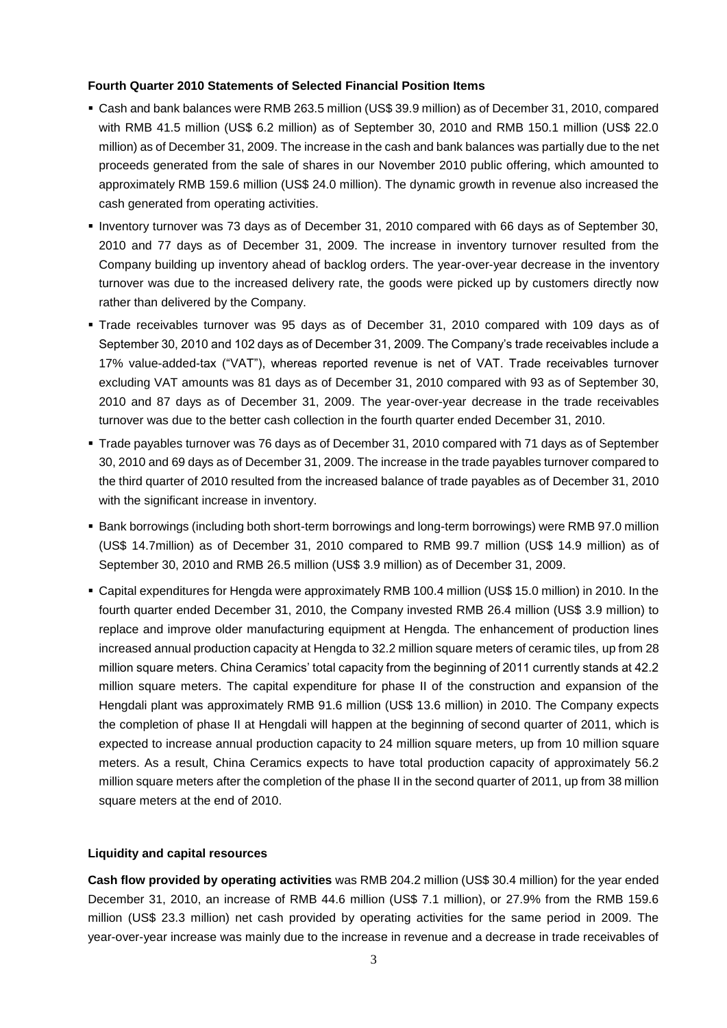**Fourth Quarter 2010 Statements of Selected Financial Position Items**

- Cash and bank balances were RMB 263.5 million (US$ 39.9 million) as of December 31, 2010, compared with RMB 41.5 million (US$ 6.2 million) as of September 30, 2010 and RMB 150.1 million (US$ 22.0 million) as of December 31, 2009. The increase in the cash and bank balances was partially due to the net proceeds generated from the sale of shares in our November 2010 public offering, which amounted to approximately RMB 159.6 million (US$ 24.0 million). The dynamic growth in revenue also increased the cash generated from operating activities.
- Inventory turnover was 73 days as of December 31, 2010 compared with 66 days as of September 30, 2010 and 77 days as of December 31, 2009. The increase in inventory turnover resulted from the Company building up inventory ahead of backlog orders. The year-over-year decrease in the inventory turnover was due to the increased delivery rate, the goods were picked up by customers directly now rather than delivered by the Company.
- Trade receivables turnover was 95 days as of December 31, 2010 compared with 109 days as of September 30, 2010 and 102 days as of December 31, 2009. The Company's trade receivables include a 17% value-added-tax ("VAT"), whereas reported revenue is net of VAT. Trade receivables turnover excluding VAT amounts was 81 days as of December 31, 2010 compared with 93 as of September 30, 2010 and 87 days as of December 31, 2009. The year-over-year decrease in the trade receivables turnover was due to the better cash collection in the fourth quarter ended December 31, 2010.
- Trade payables turnover was 76 days as of December 31, 2010 compared with 71 days as of September 30, 2010 and 69 days as of December 31, 2009. The increase in the trade payables turnover compared to the third quarter of 2010 resulted from the increased balance of trade payables as of December 31, 2010 with the significant increase in inventory.
- Bank borrowings (including both short-term borrowings and long-term borrowings) were RMB 97.0 million (US$ 14.7million) as of December 31, 2010 compared to RMB 99.7 million (US$ 14.9 million) as of September 30, 2010 and RMB 26.5 million (US$ 3.9 million) as of December 31, 2009.
- Capital expenditures for Hengda were approximately RMB 100.4 million (US$ 15.0 million) in 2010. In the fourth quarter ended December 31, 2010, the Company invested RMB 26.4 million (US$ 3.9 million) to replace and improve older manufacturing equipment at Hengda. The enhancement of production lines increased annual production capacity at Hengda to 32.2 million square meters of ceramic tiles, up from 28 million square meters. China Ceramics' total capacity from the beginning of 2011 currently stands at 42.2 million square meters. The capital expenditure for phase II of the construction and expansion of the Hengdali plant was approximately RMB 91.6 million (US$ 13.6 million) in 2010. The Company expects the completion of phase II at Hengdali will happen at the beginning of second quarter of 2011, which is expected to increase annual production capacity to 24 million square meters, up from 10 million square meters. As a result, China Ceramics expects to have total production capacity of approximately 56.2 million square meters after the completion of the phase II in the second quarter of 2011, up from 38 million square meters at the end of 2010.

**Liquidity and capital resources**

**Cash flow provided by operating activities** was RMB 204.2 million (US$ 30.4 million) for the year ended December 31, 2010, an increase of RMB 44.6 million (US$ 7.1 million), or 27.9% from the RMB 159.6 million (US$ 23.3 million) net cash provided by operating activities for the same period in 2009. The year-over-year increase was mainly due to the increase in revenue and a decrease in trade receivables of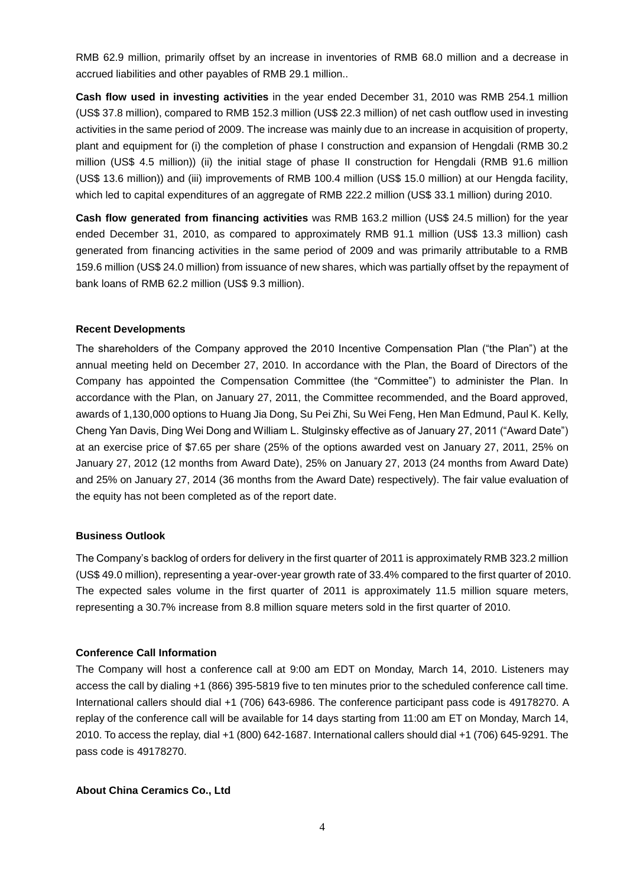RMB 62.9 million, primarily offset by an increase in inventories of RMB 68.0 million and a decrease in accrued liabilities and other payables of RMB 29.1 million..

**Cash flow used in investing activities** in the year ended December 31, 2010 was RMB 254.1 million (US$ 37.8 million), compared to RMB 152.3 million (US$ 22.3 million) of net cash outflow used in investing activities in the same period of 2009. The increase was mainly due to an increase in acquisition of property, plant and equipment for (i) the completion of phase I construction and expansion of Hengdali (RMB 30.2 million (US$ 4.5 million)) (ii) the initial stage of phase II construction for Hengdali (RMB 91.6 million (US$ 13.6 million)) and (iii) improvements of RMB 100.4 million (US$ 15.0 million) at our Hengda facility, which led to capital expenditures of an aggregate of RMB 222.2 million (US$ 33.1 million) during 2010.

**Cash flow generated from financing activities** was RMB 163.2 million (US$ 24.5 million) for the year ended December 31, 2010, as compared to approximately RMB 91.1 million (US$ 13.3 million) cash generated from financing activities in the same period of 2009 and was primarily attributable to a RMB 159.6 million (US$ 24.0 million) from issuance of new shares, which was partially offset by the repayment of bank loans of RMB 62.2 million (US$ 9.3 million).

#### Recent Developments

The shareholders of the Company approved the 2010 Incentive Compensation Plan ("the Plan") at the annual meeting held on December 27, 2010. In accordance with the Plan, the Board of Directors of the Company has appointed the Compensation Committee (the "Committee") to administer the Plan. In accordance with the Plan, on January 27, 2011, the Committee recommended, and the Board approved, awards of 1,130,000 options to Huang Jia Dong, Su Pei Zhi, Su Wei Feng, Hen Man Edmund, Paul K. Kelly, Cheng Yan Davis, Ding Wei Dong and William L. Stulginsky effective as of January 27, 2011 ("Award Date") at an exercise price of $7.65 per share (25% of the options awarded vest on January 27, 2011, 25% on January 27, 2012 (12 months from Award Date), 25% on January 27, 2013 (24 months from Award Date) and 25% on January 27, 2014 (36 months from the Award Date) respectively). The fair value evaluation of the equity has not been completed as of the report date.

#### Business Outlook

The Company's backlog of orders for delivery in the first quarter of 2011 is approximately RMB 323.2 million (US$ 49.0 million), representing a year-over-year growth rate of 33.4% compared to the first quarter of 2010. The expected sales volume in the first quarter of 2011 is approximately 11.5 million square meters, representing a 30.7% increase from 8.8 million square meters sold in the first quarter of 2010.

#### Conference Call Information

The Company will host a conference call at 9:00 am EDT on Monday, March 14, 2010. Listeners may access the call by dialing +1 (866) 395-5819 five to ten minutes prior to the scheduled conference call time. International callers should dial +1 (706) 643-6986. The conference participant pass code is 49178270. A replay of the conference call will be available for 14 days starting from 11:00 am ET on Monday, March 14, 2010. To access the replay, dial +1 (800) 642-1687. International callers should dial +1 (706) 645-9291. The pass code is 49178270.

#### About China Ceramics Co., Ltd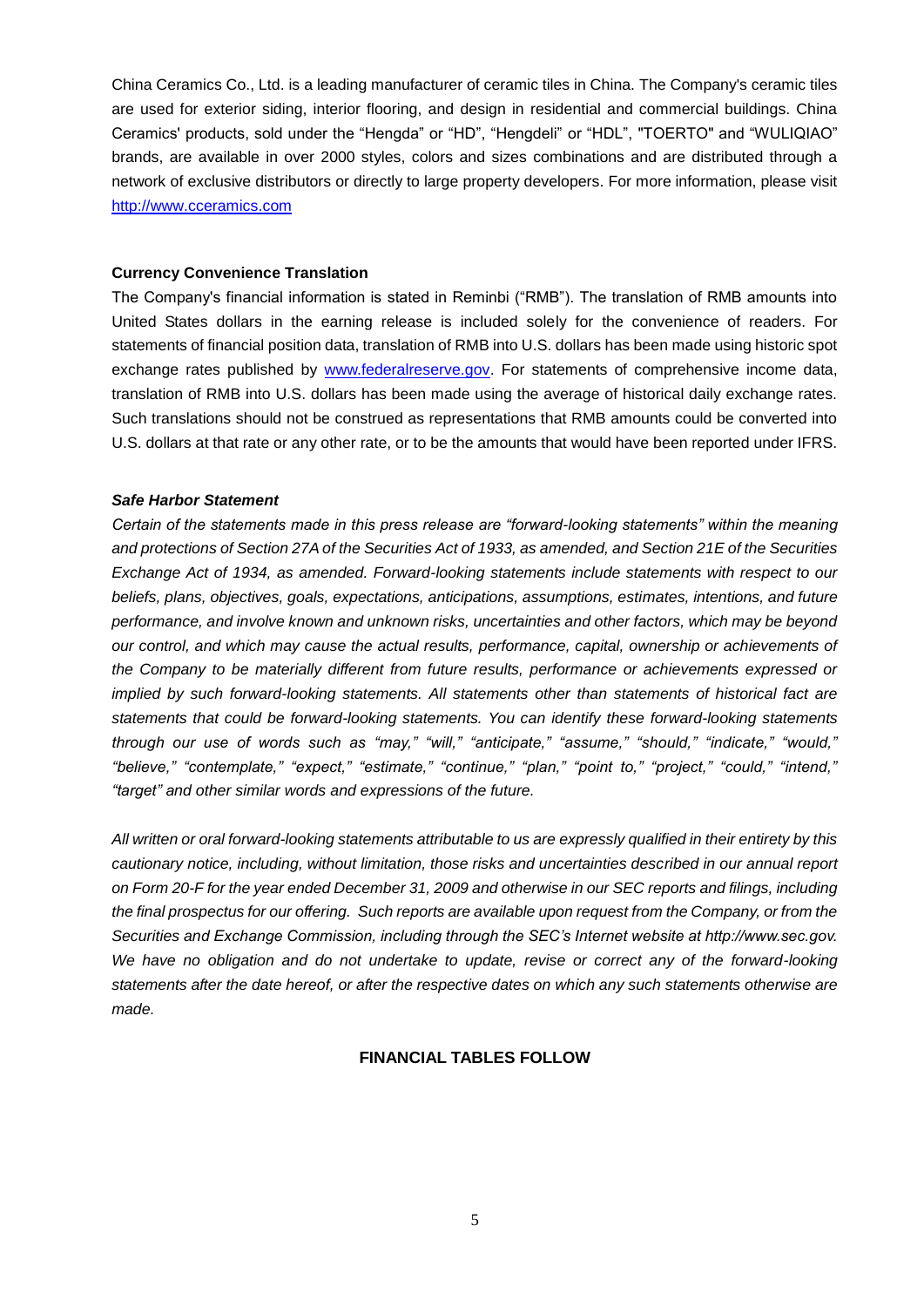China Ceramics Co., Ltd. is a leading manufacturer of ceramic tiles in China. The Company's ceramic tiles are used for exterior siding, interior flooring, and design in residential and commercial buildings. China Ceramics' products, sold under the "Hengda" or "HD", "Hengdeli" or "HDL", "TOERTO" and "WULIQIAO" brands, are available in over 2000 styles, colors and sizes combinations and are distributed through a network of exclusive distributors or directly to large property developers. For more information, please visit [http://www.cceramics.com](http://www.cceramics.com)

**Currency Convenience Translation**

The Company's financial information is stated in Reminbi ("RMB"). The translation of RMB amounts into United States dollars in the earning release is included solely for the convenience of readers. For statements of financial position data, translation of RMB into U.S. dollars has been made using historic spot exchange rates published by [www.federalreserve.gov](http://www.federalreserve.gov). For statements of comprehensive income data, translation of RMB into U.S. dollars has been made using the average of historical daily exchange rates. Such translations should not be construed as representations that RMB amounts could be converted into U.S. dollars at that rate or any other rate, or to be the amounts that would have been reported under IFRS.

***Safe Harbor Statement***

*Certain of the statements made in this press release are "forward-looking statements" within the meaning and protections of Section 27A of the Securities Act of 1933, as amended, and Section 21E of the Securities Exchange Act of 1934, as amended. Forward-looking statements include statements with respect to our beliefs, plans, objectives, goals, expectations, anticipations, assumptions, estimates, intentions, and future performance, and involve known and unknown risks, uncertainties and other factors, which may be beyond our control, and which may cause the actual results, performance, capital, ownership or achievements of the Company to be materially different from future results, performance or achievements expressed or implied by such forward-looking statements. All statements other than statements of historical fact are statements that could be forward-looking statements. You can identify these forward-looking statements through our use of words such as "may," "will," "anticipate," "assume," "should," "indicate," "would," "believe," "contemplate," "expect," "estimate," "continue," "plan," "point to," "project," "could," "intend," "target" and other similar words and expressions of the future.*

*All written or oral forward-looking statements attributable to us are expressly qualified in their entirety by this cautionary notice, including, without limitation, those risks and uncertainties described in our annual report on Form 20-F for the year ended December 31, 2009 and otherwise in our SEC reports and filings, including the final prospectus for our offering. Such reports are available upon request from the Company, or from the Securities and Exchange Commission, including through the SEC's Internet website at http://www.sec.gov. We have no obligation and do not undertake to update, revise or correct any of the forward-looking statements after the date hereof, or after the respective dates on which any such statements otherwise are made.*

**FINANCIAL TABLES FOLLOW**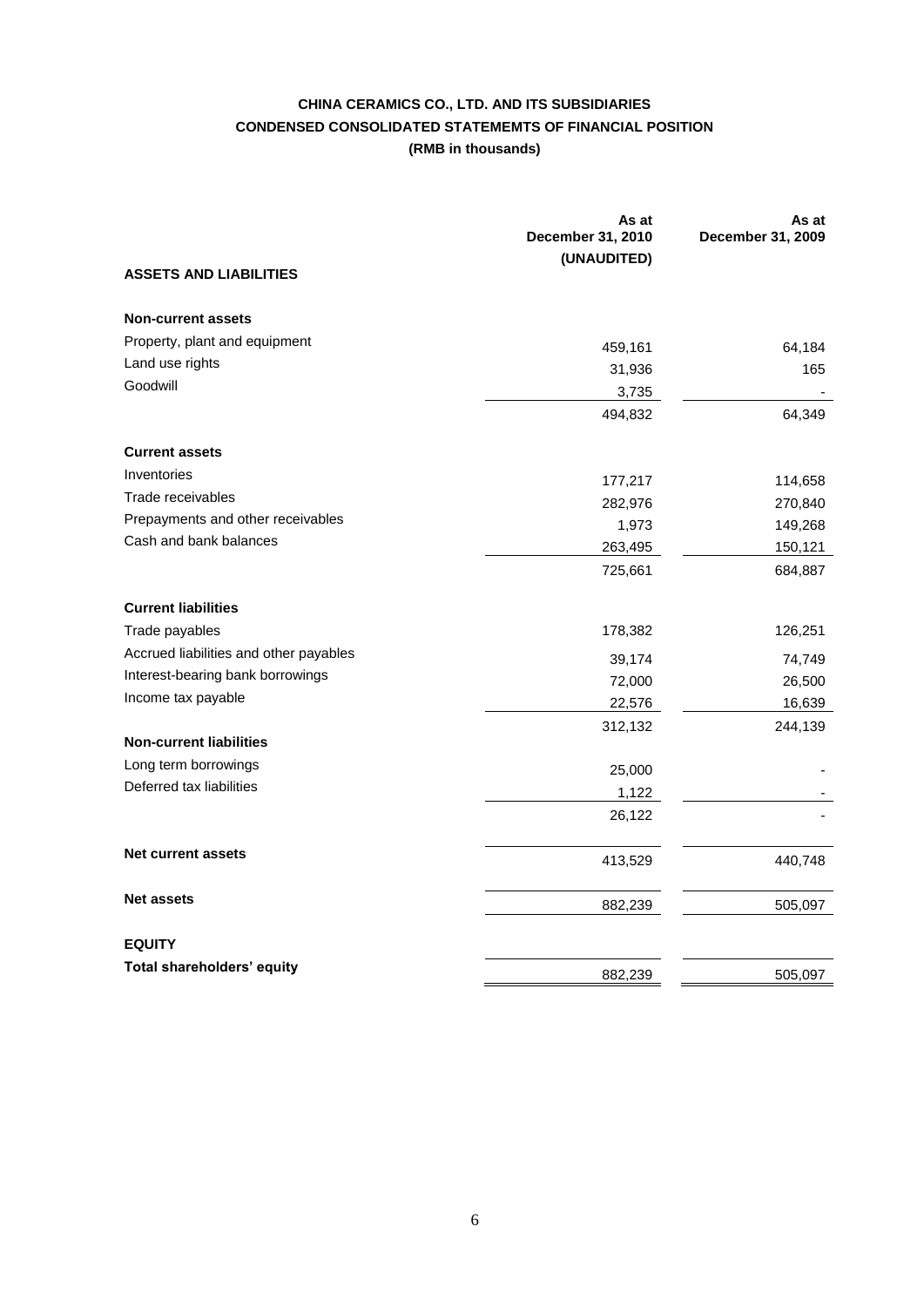# CHINA CERAMICS CO., LTD. AND ITS SUBSIDIARIES
## CONDENSED CONSOLIDATED STATEMEMTS OF FINANCIAL POSITION
### (RMB in thousands)

| | As at December 31, 2010 (UNAUDITED) | As at December 31, 2009 |
|---|---|---|
| **ASSETS AND LIABILITIES** | | |
| **Non-current assets** | | |
| Property, plant and equipment | 459,161 | 64,184 |
| Land use rights | 31,936 | 165 |
| Goodwill | 3,735 | - |
| | 494,832 | 64,349 |
| **Current assets** | | |
| Inventories | 177,217 | 114,658 |
| Trade receivables | 282,976 | 270,840 |
| Prepayments and other receivables | 1,973 | 149,268 |
| Cash and bank balances | 263,495 | 150,121 |
| | 725,661 | 684,887 |
| **Current liabilities** | | |
| Trade payables | 178,382 | 126,251 |
| Accrued liabilities and other payables | 39,174 | 74,749 |
| Interest-bearing bank borrowings | 72,000 | 26,500 |
| Income tax payable | 22,576 | 16,639 |
| | 312,132 | 244,139 |
| **Non-current liabilities** | | |
| Long term borrowings | 25,000 | - |
| Deferred tax liabilities | 1,122 | - |
| | 26,122 | - |
| **Net current assets** | 413,529 | 440,748 |
| **Net assets** | 882,239 | 505,097 |
| **EQUITY** | | |
| **Total shareholders' equity** | 882,239 | 505,097 |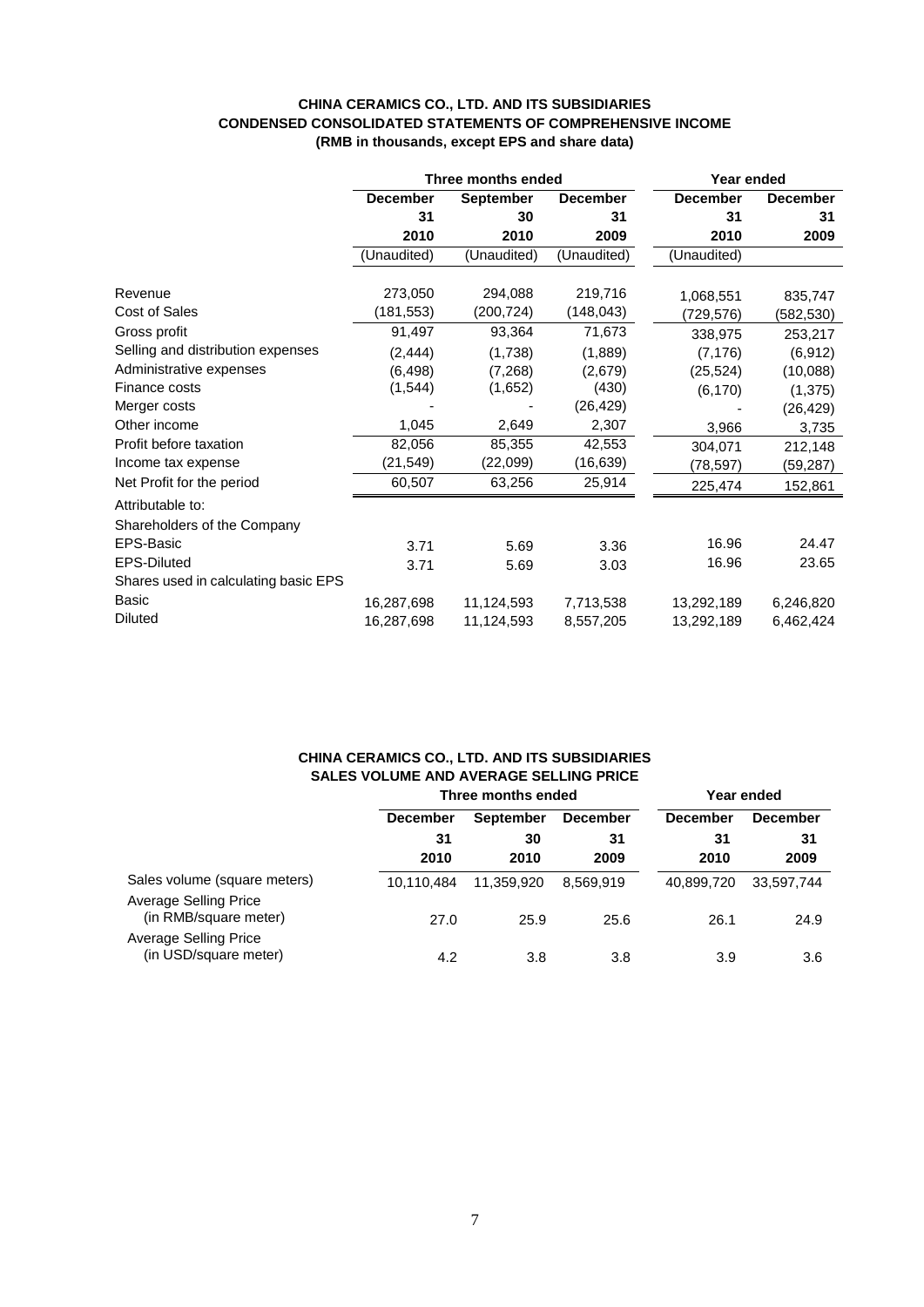**CHINA CERAMICS CO., LTD. AND ITS SUBSIDIARIES**
**CONDENSED CONSOLIDATED STATEMENTS OF COMPREHENSIVE INCOME**
**(RMB in thousands, except EPS and share data)**

| | Three months ended | | | Year ended | |
|---|---|---|---|---|---|
| | December 31 2010 | September 30 2010 | December 31 2009 | December 31 2010 | December 31 2009 |
| | (Unaudited) | (Unaudited) | (Unaudited) | (Unaudited) | |
| Revenue | 273,050 | 294,088 | 219,716 | 1,068,551 | 835,747 |
| Cost of Sales | (181,553) | (200,724) | (148,043) | (729,576) | (582,530) |
| Gross profit | 91,497 | 93,364 | 71,673 | 338,975 | 253,217 |
| Selling and distribution expenses | (2,444) | (1,738) | (1,889) | (7,176) | (6,912) |
| Administrative expenses | (6,498) | (7,268) | (2,679) | (25,524) | (10,088) |
| Finance costs | (1,544) | (1,652) | (430) | (6,170) | (1,375) |
| Merger costs | - | - | (26,429) | - | (26,429) |
| Other income | 1,045 | 2,649 | 2,307 | 3,966 | 3,735 |
| Profit before taxation | 82,056 | 85,355 | 42,553 | 304,071 | 212,148 |
| Income tax expense | (21,549) | (22,099) | (16,639) | (78,597) | (59,287) |
| Net Profit for the period | 60,507 | 63,256 | 25,914 | 225,474 | 152,861 |
| Attributable to: | | | | | |
| Shareholders of the Company | | | | | |
| EPS-Basic | 3.71 | 5.69 | 3.36 | 16.96 | 24.47 |
| EPS-Diluted | 3.71 | 5.69 | 3.03 | 16.96 | 23.65 |
| Shares used in calculating basic EPS | | | | | |
| Basic | 16,287,698 | 11,124,593 | 7,713,538 | 13,292,189 | 6,246,820 |
| Diluted | 16,287,698 | 11,124,593 | 8,557,205 | 13,292,189 | 6,462,424 |

**CHINA CERAMICS CO., LTD. AND ITS SUBSIDIARIES**
**SALES VOLUME AND AVERAGE SELLING PRICE**

| | Three months ended | | | Year ended | |
|---|---|---|---|---|---|
| | December 31 2010 | September 30 2010 | December 31 2009 | December 31 2010 | December 31 2009 |
| Sales volume (square meters) | 10,110,484 | 11,359,920 | 8,569,919 | 40,899,720 | 33,597,744 |
| Average Selling Price (in RMB/square meter) | 27.0 | 25.9 | 25.6 | 26.1 | 24.9 |
| Average Selling Price (in USD/square meter) | 4.2 | 3.8 | 3.8 | 3.9 | 3.6 |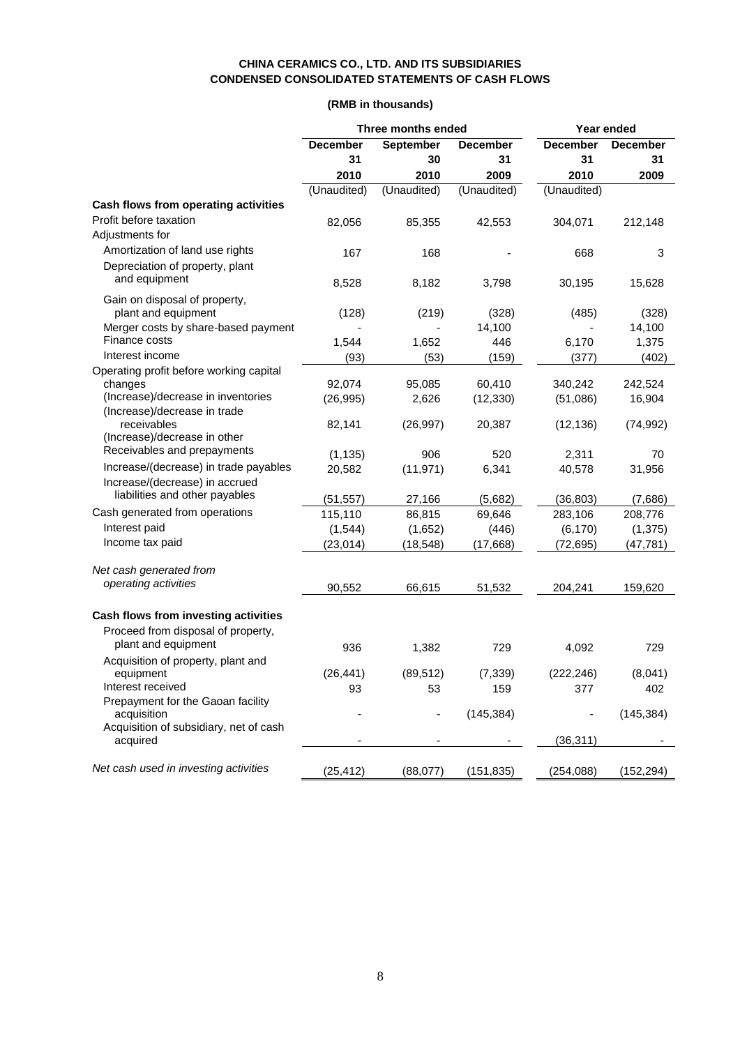**CHINA CERAMICS CO., LTD. AND ITS SUBSIDIARIES**
**CONDENSED CONSOLIDATED STATEMENTS OF CASH FLOWS**

**(RMB in thousands)**

| | Three months ended | | | Year ended | |
|---|---|---|---|---|---|
| | **December 31 2010** | **September 30 2010** | **December 31 2009** | **December 31 2010** | **December 31 2009** |
| | (Unaudited) | (Unaudited) | (Unaudited) | (Unaudited) | |
| **Cash flows from operating activities** | | | | | |
| Profit before taxation | 82,056 | 85,355 | 42,553 | 304,071 | 212,148 |
| Adjustments for | | | | | |
| Amortization of land use rights | 167 | 168 | - | 668 | 3 |
| Depreciation of property, plant and equipment | 8,528 | 8,182 | 3,798 | 30,195 | 15,628 |
| Gain on disposal of property, plant and equipment | (128) | (219) | (328) | (485) | (328) |
| Merger costs by share-based payment | - | - | 14,100 | - | 14,100 |
| Finance costs | 1,544 | 1,652 | 446 | 6,170 | 1,375 |
| Interest income | (93) | (53) | (159) | (377) | (402) |
| Operating profit before working capital changes | 92,074 | 95,085 | 60,410 | 340,242 | 242,524 |
| (Increase)/decrease in inventories | (26,995) | 2,626 | (12,330) | (51,086) | 16,904 |
| (Increase)/decrease in trade receivables | 82,141 | (26,997) | 20,387 | (12,136) | (74,992) |
| (Increase)/decrease in other Receivables and prepayments | (1,135) | 906 | 520 | 2,311 | 70 |
| Increase/(decrease) in trade payables | 20,582 | (11,971) | 6,341 | 40,578 | 31,956 |
| Increase/(decrease) in accrued liabilities and other payables | (51,557) | 27,166 | (5,682) | (36,803) | (7,686) |
| Cash generated from operations | 115,110 | 86,815 | 69,646 | 283,106 | 208,776 |
| Interest paid | (1,544) | (1,652) | (446) | (6,170) | (1,375) |
| Income tax paid | (23,014) | (18,548) | (17,668) | (72,695) | (47,781) |
| *Net cash generated from operating activities* | 90,552 | 66,615 | 51,532 | 204,241 | 159,620 |
| **Cash flows from investing activities** | | | | | |
| Proceed from disposal of property, plant and equipment | 936 | 1,382 | 729 | 4,092 | 729 |
| Acquisition of property, plant and equipment | (26,441) | (89,512) | (7,339) | (222,246) | (8,041) |
| Interest received | 93 | 53 | 159 | 377 | 402 |
| Prepayment for the Gaoan facility acquisition | - | - | (145,384) | - | (145,384) |
| Acquisition of subsidiary, net of cash acquired | - | - | - | (36,311) | - |
| *Net cash used in investing activities* | (25,412) | (88,077) | (151,835) | (254,088) | (152,294) |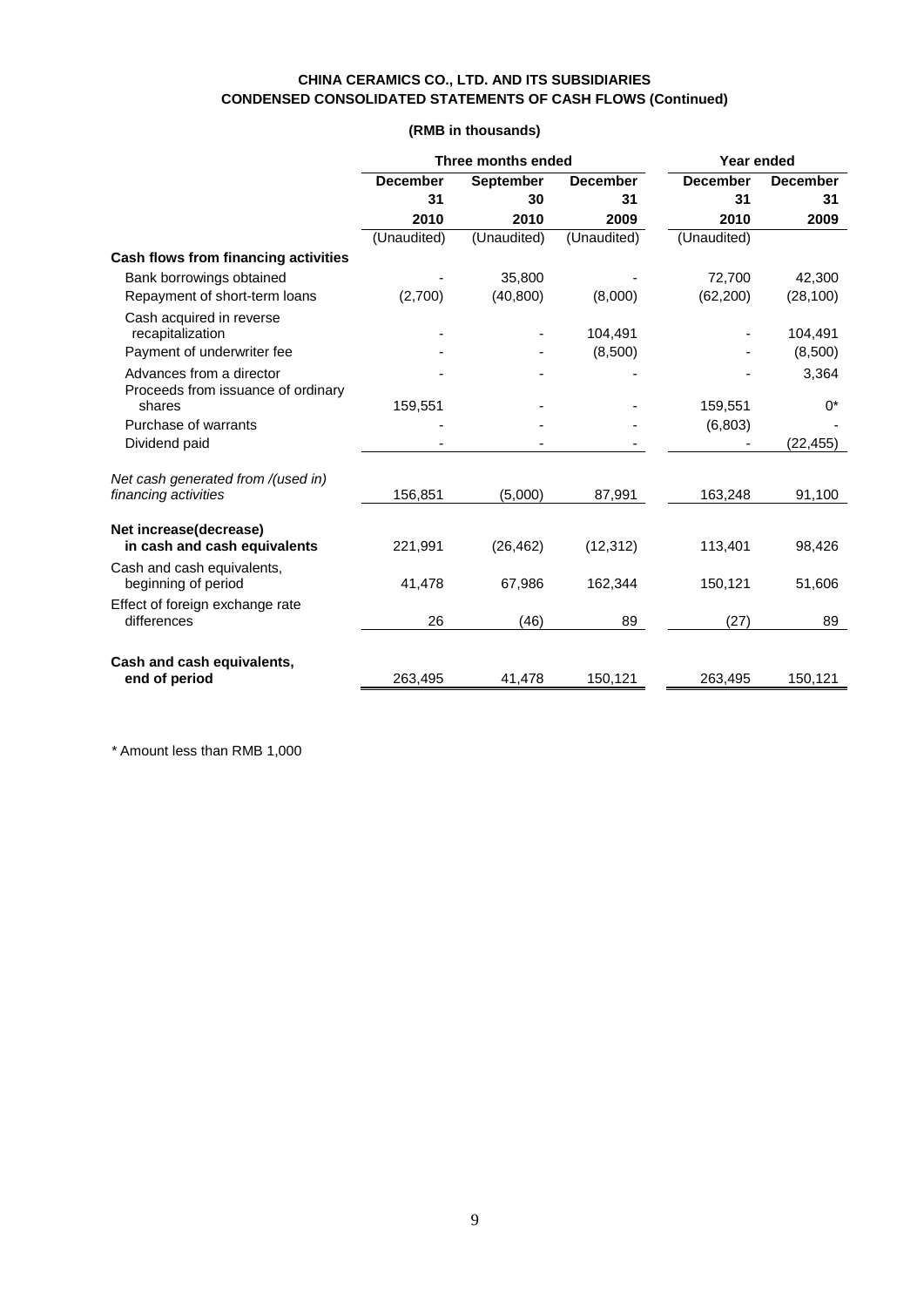**CHINA CERAMICS CO., LTD. AND ITS SUBSIDIARIES**
**CONDENSED CONSOLIDATED STATEMENTS OF CASH FLOWS (Continued)**

**(RMB in thousands)**

| | Three months ended | | | Year ended | |
|---|---|---|---|---|---|
| | **December 31 2010** | **September 30 2010** | **December 31 2009** | **December 31 2010** | **December 31 2009** |
| | (Unaudited) | (Unaudited) | (Unaudited) | (Unaudited) | |
| **Cash flows from financing activities** | | | | | |
| Bank borrowings obtained | - | 35,800 | - | 72,700 | 42,300 |
| Repayment of short-term loans | (2,700) | (40,800) | (8,000) | (62,200) | (28,100) |
| Cash acquired in reverse recapitalization | - | - | 104,491 | - | 104,491 |
| Payment of underwriter fee | - | - | (8,500) | - | (8,500) |
| Advances from a director | - | - | - | - | 3,364 |
| Proceeds from issuance of ordinary shares | 159,551 | - | - | 159,551 | 0* |
| Purchase of warrants | - | - | - | (6,803) | - |
| Dividend paid | - | - | - | - | (22,455) |
| *Net cash generated from /(used in) financing activities* | 156,851 | (5,000) | 87,991 | 163,248 | 91,100 |
| **Net increase(decrease) in cash and cash equivalents** | 221,991 | (26,462) | (12,312) | 113,401 | 98,426 |
| Cash and cash equivalents, beginning of period | 41,478 | 67,986 | 162,344 | 150,121 | 51,606 |
| Effect of foreign exchange rate differences | 26 | (46) | 89 | (27) | 89 |
| **Cash and cash equivalents, end of period** | 263,495 | 41,478 | 150,121 | 263,495 | 150,121 |

\* Amount less than RMB 1,000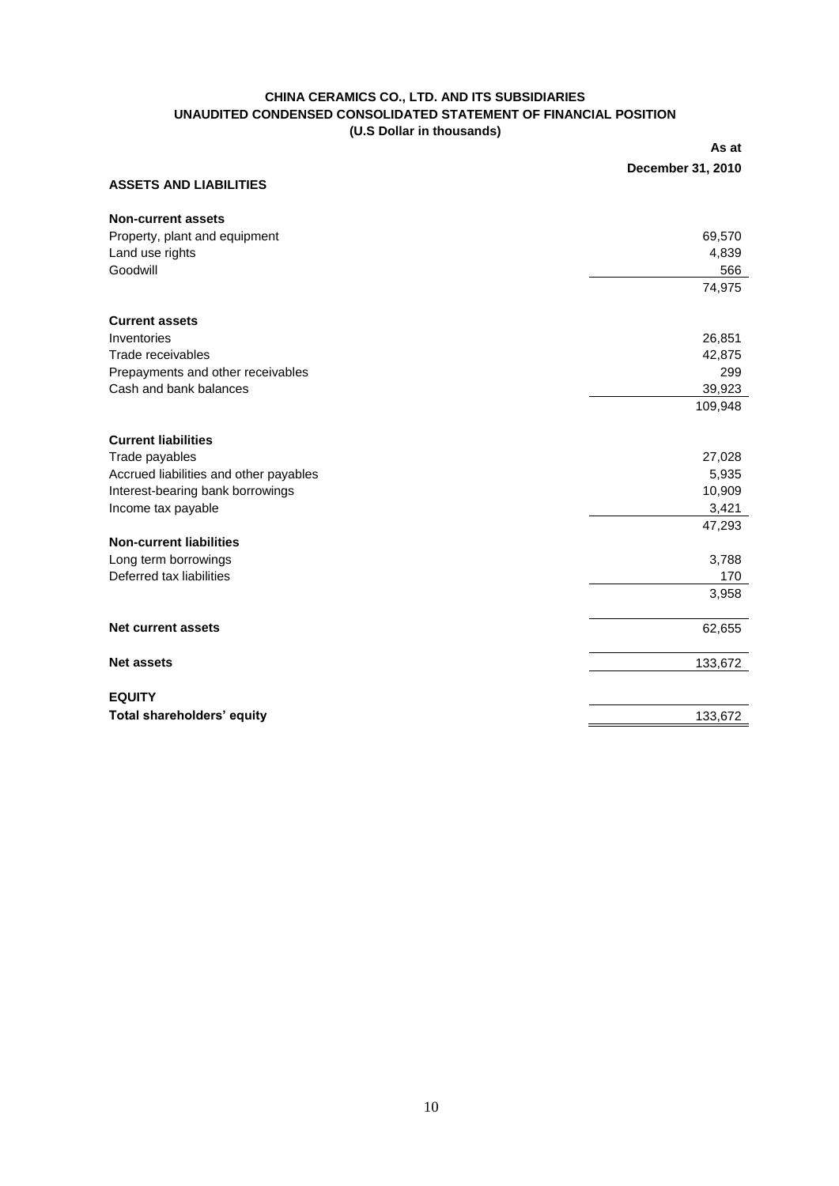**CHINA CERAMICS CO., LTD. AND ITS SUBSIDIARIES**
**UNAUDITED CONDENSED CONSOLIDATED STATEMENT OF FINANCIAL POSITION**
**(U.S Dollar in thousands)**

| | As at December 31, 2010 |
|---|---|
| **ASSETS AND LIABILITIES** | |
| **Non-current assets** | |
| Property, plant and equipment | 69,570 |
| Land use rights | 4,839 |
| Goodwill | 566 |
| | 74,975 |
| **Current assets** | |
| Inventories | 26,851 |
| Trade receivables | 42,875 |
| Prepayments and other receivables | 299 |
| Cash and bank balances | 39,923 |
| | 109,948 |
| **Current liabilities** | |
| Trade payables | 27,028 |
| Accrued liabilities and other payables | 5,935 |
| Interest-bearing bank borrowings | 10,909 |
| Income tax payable | 3,421 |
| | 47,293 |
| **Non-current liabilities** | |
| Long term borrowings | 3,788 |
| Deferred tax liabilities | 170 |
| | 3,958 |
| **Net current assets** | 62,655 |
| **Net assets** | 133,672 |
| **EQUITY** | |
| **Total shareholders' equity** | 133,672 |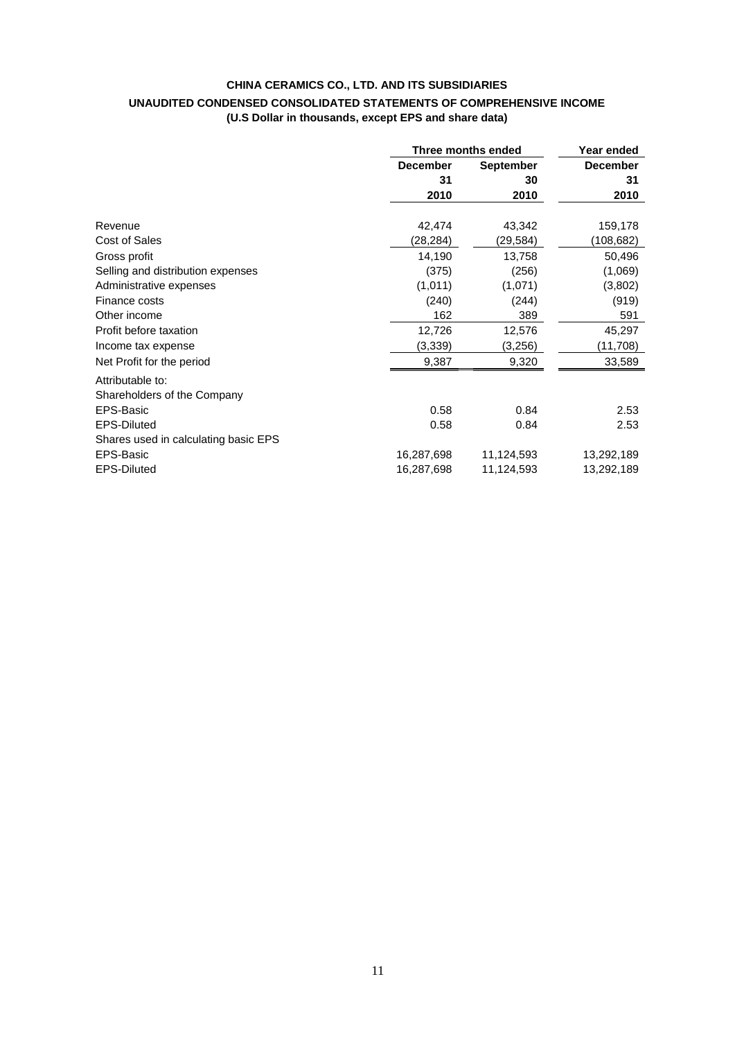**CHINA CERAMICS CO., LTD. AND ITS SUBSIDIARIES**

**UNAUDITED CONDENSED CONSOLIDATED STATEMENTS OF COMPREHENSIVE INCOME**

**(U.S Dollar in thousands, except EPS and share data)**

| | Three months ended | | Year ended |
|---|---|---|---|
| | **December 31 2010** | **September 30 2010** | **December 31 2010** |
| Revenue | 42,474 | 43,342 | 159,178 |
| Cost of Sales | (28,284) | (29,584) | (108,682) |
| Gross profit | 14,190 | 13,758 | 50,496 |
| Selling and distribution expenses | (375) | (256) | (1,069) |
| Administrative expenses | (1,011) | (1,071) | (3,802) |
| Finance costs | (240) | (244) | (919) |
| Other income | 162 | 389 | 591 |
| Profit before taxation | 12,726 | 12,576 | 45,297 |
| Income tax expense | (3,339) | (3,256) | (11,708) |
| Net Profit for the period | 9,387 | 9,320 | 33,589 |
| Attributable to: | | | |
| Shareholders of the Company | | | |
| EPS-Basic | 0.58 | 0.84 | 2.53 |
| EPS-Diluted | 0.58 | 0.84 | 2.53 |
| Shares used in calculating basic EPS | | | |
| EPS-Basic | 16,287,698 | 11,124,593 | 13,292,189 |
| EPS-Diluted | 16,287,698 | 11,124,593 | 13,292,189 |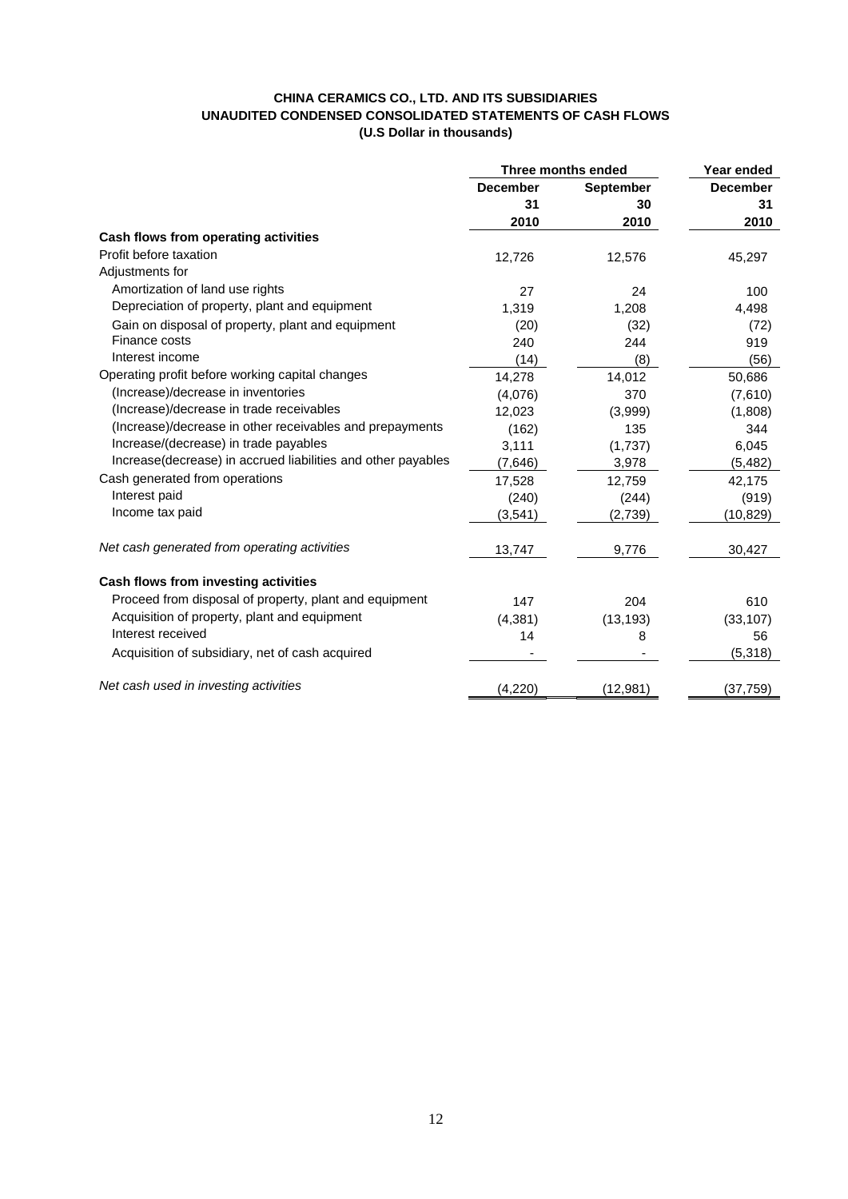**CHINA CERAMICS CO., LTD. AND ITS SUBSIDIARIES**
**UNAUDITED CONDENSED CONSOLIDATED STATEMENTS OF CASH FLOWS**
**(U.S Dollar in thousands)**

| | Three months ended | | Year ended |
|---|---|---|---|
| | **December 31 2010** | **September 30 2010** | **December 31 2010** |
| **Cash flows from operating activities** | | | |
| Profit before taxation | 12,726 | 12,576 | 45,297 |
| Adjustments for | | | |
| Amortization of land use rights | 27 | 24 | 100 |
| Depreciation of property, plant and equipment | 1,319 | 1,208 | 4,498 |
| Gain on disposal of property, plant and equipment | (20) | (32) | (72) |
| Finance costs | 240 | 244 | 919 |
| Interest income | (14) | (8) | (56) |
| Operating profit before working capital changes | 14,278 | 14,012 | 50,686 |
| (Increase)/decrease in inventories | (4,076) | 370 | (7,610) |
| (Increase)/decrease in trade receivables | 12,023 | (3,999) | (1,808) |
| (Increase)/decrease in other receivables and prepayments | (162) | 135 | 344 |
| Increase/(decrease) in trade payables | 3,111 | (1,737) | 6,045 |
| Increase(decrease) in accrued liabilities and other payables | (7,646) | 3,978 | (5,482) |
| Cash generated from operations | 17,528 | 12,759 | 42,175 |
| Interest paid | (240) | (244) | (919) |
| Income tax paid | (3,541) | (2,739) | (10,829) |
| *Net cash generated from operating activities* | 13,747 | 9,776 | 30,427 |
| **Cash flows from investing activities** | | | |
| Proceed from disposal of property, plant and equipment | 147 | 204 | 610 |
| Acquisition of property, plant and equipment | (4,381) | (13,193) | (33,107) |
| Interest received | 14 | 8 | 56 |
| Acquisition of subsidiary, net of cash acquired | - | - | (5,318) |
| *Net cash used in investing activities* | (4,220) | (12,981) | (37,759) |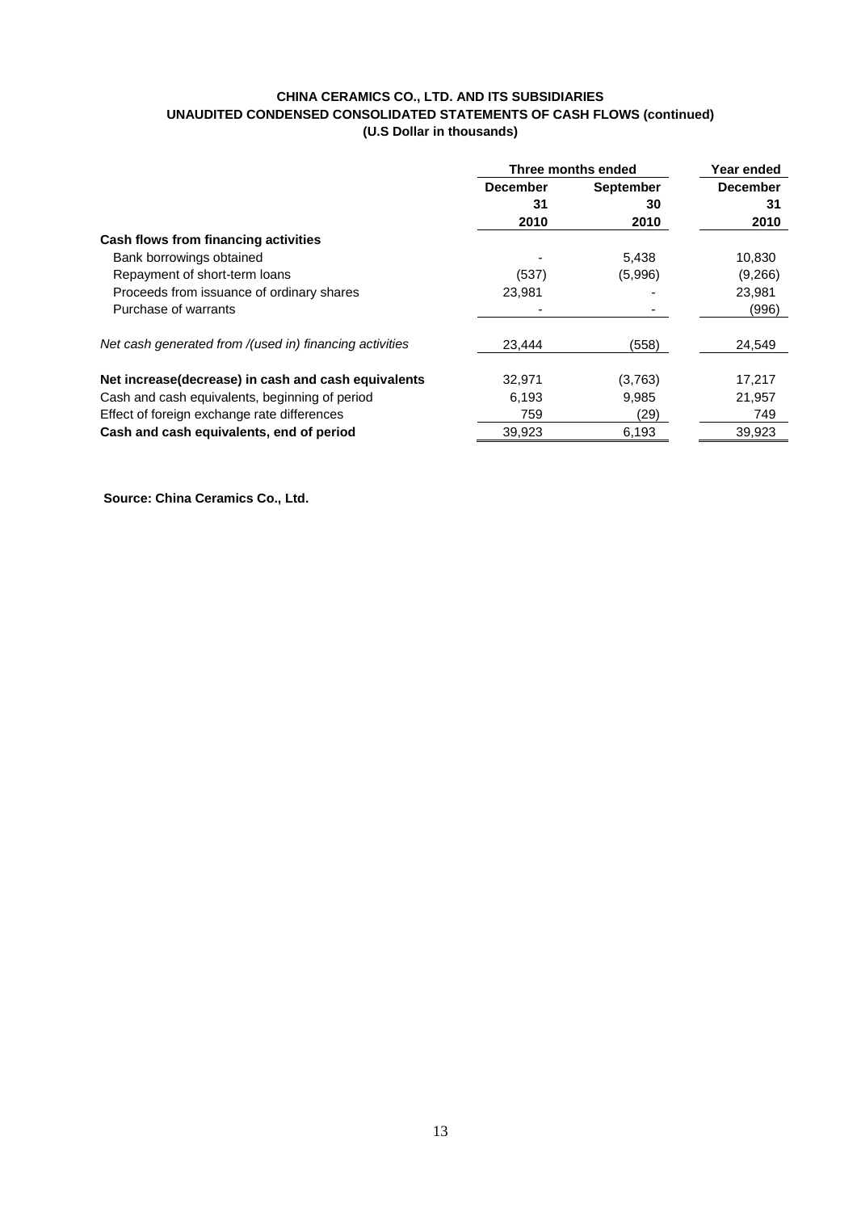**CHINA CERAMICS CO., LTD. AND ITS SUBSIDIARIES**
**UNAUDITED CONDENSED CONSOLIDATED STATEMENTS OF CASH FLOWS (continued)**
**(U.S Dollar in thousands)**

| | Three months ended | | Year ended |
|---|---|---|---|
| | December 31 2010 | September 30 2010 | December 31 2010 |
| **Cash flows from financing activities** | | | |
| Bank borrowings obtained | - | 5,438 | 10,830 |
| Repayment of short-term loans | (537) | (5,996) | (9,266) |
| Proceeds from issuance of ordinary shares | 23,981 | - | 23,981 |
| Purchase of warrants | - | - | (996) |
| *Net cash generated from /(used in) financing activities* | 23,444 | (558) | 24,549 |
| **Net increase(decrease) in cash and cash equivalents** | 32,971 | (3,763) | 17,217 |
| Cash and cash equivalents, beginning of period | 6,193 | 9,985 | 21,957 |
| Effect of foreign exchange rate differences | 759 | (29) | 749 |
| **Cash and cash equivalents, end of period** | 39,923 | 6,193 | 39,923 |

**Source: China Ceramics Co., Ltd.**